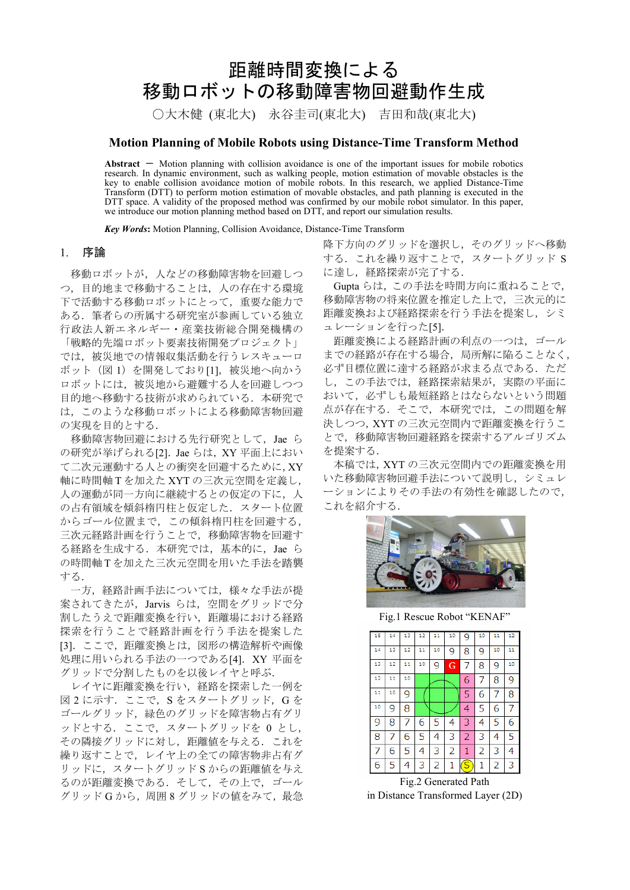# 距離時間変換による 移動ロボットの移動障害物回避動作生成

○大木健 (東北大)　永谷圭司(東北大)　吉田和哉(東北大)

## Motion Planning of Mobile Robots using Distance-Time Transform Method

**Abstract** ― Motion planning with collision avoidance is one of the important issues for mobile robotics research. In dynamic environment, such as walking people, motion estimation of movable obstacles is the key to enable collision avoidance motion of mobile robots. In this research, we applied Distance-Time Transform (DTT) to perform motion estimation of movable obstacles, and path planning is executed in the DTT space. A validity of the proposed method was confirmed by our mobile robot simulator. In this paper, we introduce our motion planning method based on DTT, and report our simulation results.

***Key Words*****:** Motion Planning, Collision Avoidance, Distance-Time Transform

## 1. 序論

移動ロボットが，人などの移動障害物を回避しつつ，目的地まで移動することは，人の存在する環境下で活動する移動ロボットにとって，重要な能力である．筆者らの所属する研究室が参画している独立行政法人新エネルギー・産業技術総合開発機構の「戦略的先端ロボット要素技術開発プロジェクト」では，被災地での情報収集活動を行うレスキューロボット（図 1）を開発しており[1]，被災地へ向かうロボットには，被災地から避難する人を回避しつつ目的地へ移動する技術が求められている．本研究では，このような移動ロボットによる移動障害物回避の実現を目的とする．

移動障害物回避における先行研究として，Jae らの研究が挙げられる[2]．Jae らは，XY 平面上において二次元運動する人との衝突を回避するために，XY 軸に時間軸 T を加えた XYT の三次元空間を定義し，人の運動が同一方向に継続するとの仮定の下に，人の占有領域を傾斜楕円柱と仮定した．スタート位置からゴール位置まで，この傾斜楕円柱を回避する，三次元経路計画を行うことで，移動障害物を回避する経路を生成する．本研究では，基本的に，Jae らの時間軸 T を加えた三次元空間を用いた手法を踏襲する．

一方，経路計画手法については，様々な手法が提案されてきたが，Jarvis らは，空間をグリッドで分割したうえで距離変換を行い，距離場における経路探索を行うことで経路計画を行う手法を提案した[3]．ここで，距離変換とは，図形の構造解析や画像処理に用いられる手法の一つである[4]．XY 平面をグリッドで分割したものを以後レイヤと呼ぶ．

レイヤに距離変換を行い，経路を探索した一例を図 2 に示す．ここで，S をスタートグリッド，G をゴールグリッド，緑色のグリッドを障害物占有グリッドとする．ここで，スタートグリッドを 0 とし，その隣接グリッドに対し，距離値を与える．これを繰り返すことで，レイヤ上の全ての障害物非占有グリッドに，スタートグリッド S からの距離値を与えるのが距離変換である．そして，その上で，ゴールグリッド G から，周囲 8 グリッドの値をみて，最急降下方向のグリッドを選択し，そのグリッドへ移動する．これを繰り返すことで，スタートグリッド S に達し，経路探索が完了する．

Gupta らは，この手法を時間方向に重ねることで，移動障害物の将来位置を推定した上で，三次元的に距離変換および経路探索を行う手法を提案し，シミュレーションを行った[5].

距離変換による経路計画の利点の一つは，ゴールまでの経路が存在する場合，局所解に陥ることなく，必ず目標位置に達する経路が求まる点である．ただし，この手法では，経路探索結果が，実際の平面において，必ずしも最短経路とはならないという問題点が存在する．そこで，本研究では，この問題を解決しつつ，XYT の三次元空間内で距離変換を行うことで，移動障害物回避経路を探索するアルゴリズムを提案する．

本稿では，XYT の三次元空間内での距離変換を用いた移動障害物回避手法について説明し，シミュレーションによりその手法の有効性を確認したので，これを紹介する．

Fig.1 Rescue Robot “KENAF”

| 15 | 14 | 13 | 12 | 11 | 10 | 9 | 10 | 11 | 12 |
|---|---|---|---|---|---|---|---|---|---|
| 14 | 13 | 12 | 11 | 10 | 9 | 8 | 9 | 10 | 11 |
| 13 | 12 | 11 | 10 | 9 | G | 7 | 8 | 9 | 10 |
| 12 | 11 | 10 | | | | 6 | 7 | 8 | 9 |
| 11 | 10 | 9 | | | | 5 | 6 | 7 | 8 |
| 10 | 9 | 8 | | | | 4 | 5 | 6 | 7 |
| 9 | 8 | 7 | 6 | 5 | 4 | 3 | 4 | 5 | 6 |
| 8 | 7 | 6 | 5 | 4 | 3 | 2 | 3 | 4 | 5 |
| 7 | 6 | 5 | 4 | 3 | 2 | 1 | 2 | 3 | 4 |
| 6 | 5 | 4 | 3 | 2 | 1 | S | 1 | 2 | 3 |

Fig.2 Generated Path in Distance Transformed Layer (2D)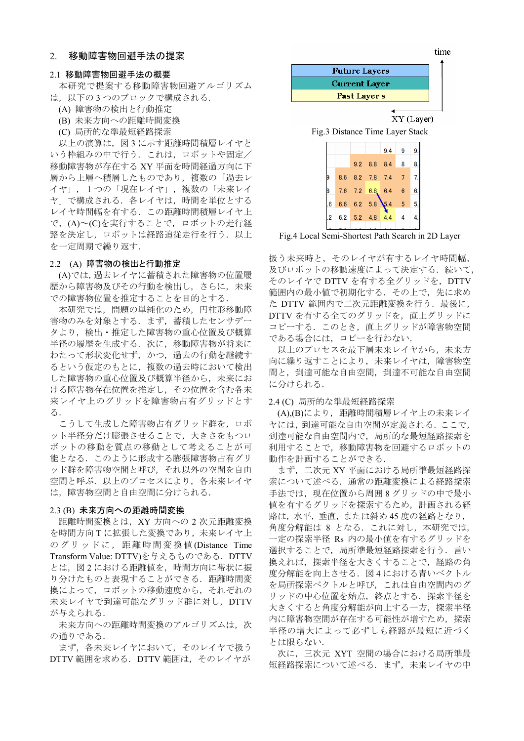## 2. 移動障害物回避手法の提案

### 2.1 移動障害物回避手法の概要

本研究で提案する移動障害物回避アルゴリズムは，以下の 3 つのブロックで構成される．

(A) 障害物の検出と行動推定
(B) 未来方向への距離時間変換
(C) 局所的な準最短経路探索

以上の演算は，図 3 に示す距離時間積層レイヤという枠組みの中で行う．これは，ロボットや固定／移動障害物が存在する XY 平面を時間経過方向に下層から上層へ積層したものであり，複数の「過去レイヤ」，１つの「現在レイヤ」，複数の「未来レイヤ」で構成される．各レイヤは，時間を単位とするレイヤ時間幅を有する．この距離時間積層レイヤ上で，(A)～(C)を実行することで，ロボットの走行経路を決定し，ロボットは経路追従走行を行う．以上を一定周期で繰り返す．

### 2.2 (A) 障害物の検出と行動推定

(A)では，過去レイヤに蓄積された障害物の位置履歴から障害物及びその行動を検出し，さらに，未来での障害物位置を推定することを目的とする．

本研究では，問題の単純化のため，円柱形移動障害物のみを対象とする．まず，蓄積したセンサデータより，検出・推定した障害物の重心位置及び概算半径の履歴を生成する．次に，移動障害物が将来にわたって形状変化せず，かつ，過去の行動を継続するという仮定のもとに，複数の過去時において検出した障害物の重心位置及び概算半径から，未来における障害物存在位置を推定し，その位置を含む各未来レイヤ上のグリッドを障害物占有グリッドとする．

こうして生成した障害物占有グリッド群を，ロボット半径分だけ膨張させることで，大きさをもつロボットの移動を質点の移動として考えることが可能となる．このように形成する膨張障害物占有グリッド群を障害物空間と呼び，それ以外の空間を自由空間と呼ぶ．以上のプロセスにより，各未来レイヤは，障害物空間と自由空間に分けられる．

### 2.3 (B) 未来方向への距離時間変換

距離時間変換とは，XY 方向への 2 次元距離変換を時間方向 T に拡張した変換であり，未来レイヤ上のグリッドに，距離時間変換値(Distance Time Transform Value: DTTV)を与えるものである．DTTV とは，図 2 における距離値を，時間方向に帯状に振り分けたものと表現することができる．距離時間変換によって，ロボットの移動速度から，それぞれの未来レイヤで到達可能なグリッド群に対し，DTTV が与えられる．

未来方向への距離時間変換のアルゴリズムは，次の通りである．

まず，各未来レイヤにおいて，そのレイヤで扱う DTTV 範囲を求める．DTTV 範囲は，そのレイヤが扱う未来時と，そのレイヤが有するレイヤ時間幅，及びロボットの移動速度によって決定する．続いて，そのレイヤで DTTV を有する全グリッドを，DTTV 範囲内の最小値で初期化する．その上で，先に求めた DTTV 範囲内で二次元距離変換を行う．最後に，DTTV を有する全てのグリッドを，直上グリッドにコピーする．このとき，直上グリッドが障害物空間である場合には，コピーを行わない．

以上のプロセスを最下層未来レイヤから，未来方向に繰り返すことにより，未来レイヤは，障害物空間と，到達可能な自由空間，到達不可能な自由空間に分けられる．

Fig.3 Distance Time Layer Stack

Fig.4 Local Semi-Shortest Path Search in 2D Layer

### 2.4 (C) 局所的な準最短経路探索

(A),(B)により，距離時間積層レイヤ上の未来レイヤには，到達可能な自由空間が定義される．ここで，到達可能な自由空間内で，局所的な最短経路探索を利用することで，移動障害物を回避するロボットの動作を計画することができる．

まず，二次元 XY 平面における局所準最短経路探索について述べる．通常の距離変換による経路探索手法では，現在位置から周囲 8 グリッドの中で最小値を有するグリッドを探索するため，計画される経路は，水平，垂直，または斜め 45 度の経路となり，角度分解能は 8 となる．これに対し，本研究では，一定の探索半径 Rs 内の最小値を有するグリッドを選択することで，局所準最短経路探索を行う．言い換えれば，探索半径を大きくすることで，経路の角度分解能を向上させる．図 4 における青いベクトルを局所探索ベクトルと呼び，これは自由空間内のグリッドの中心位置を始点，終点とする．探索半径を大きくすると角度分解能が向上する一方，探索半径内に障害物空間が存在する可能性が増すため，探索半径の増大によって必ずしも経路が最短に近づくとは限らない．

次に，三次元 XYT 空間の場合における局所準最短経路探索について述べる．まず，未来レイヤの中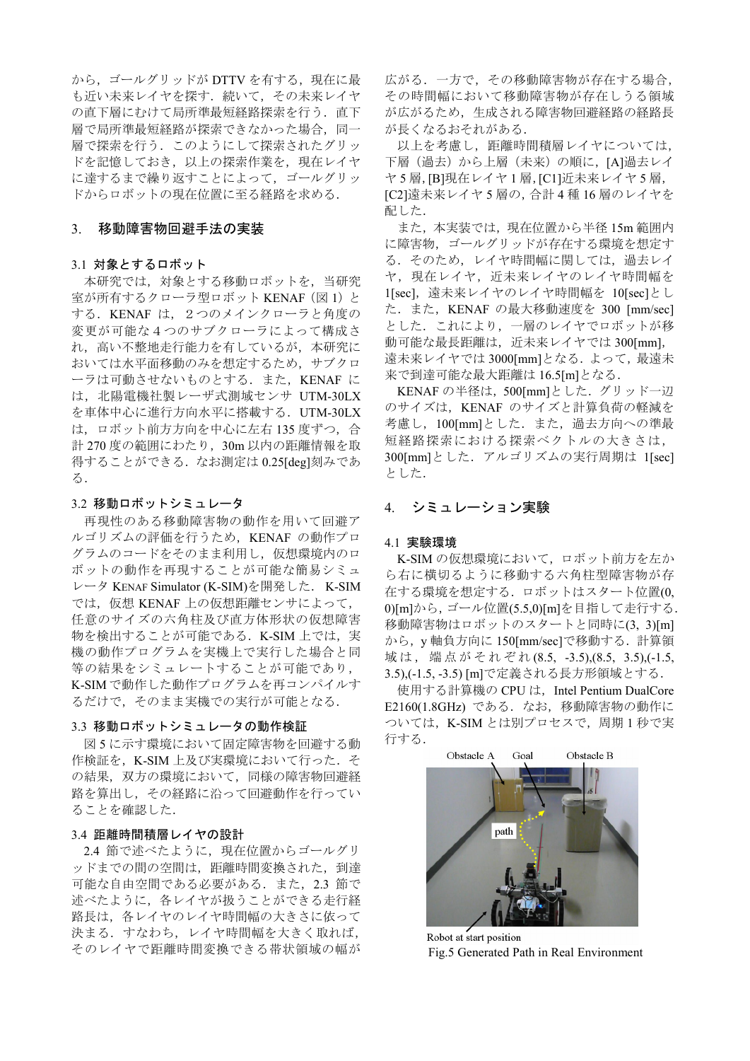から，ゴールグリッドが DTTV を有する，現在に最も近い未来レイヤを探す．続いて，その未来レイヤの直下層にむけて局所準最短経路探索を行う．直下層で局所準最短経路が探索できなかった場合，同一層で探索を行う．このようにして探索されたグリッドを記憶しておき，以上の探索作業を，現在レイヤに達するまで繰り返すことによって，ゴールグリッドからロボットの現在位置に至る経路を求める．

## 3. 移動障害物回避手法の実装

### 3.1 対象とするロボット

本研究では，対象とする移動ロボットを，当研究室が所有するクローラ型ロボット KENAF（図 1）とする．KENAF は，２つのメインクローラと角度の変更が可能な４つのサブクローラによって構成され，高い不整地走行能力を有しているが，本研究においては水平面移動のみを想定するため，サブクローラは可動させないものとする．また，KENAF には，北陽電機社製レーザ式測域センサ UTM-30LX を車体中心に進行方向水平に搭載する．UTM-30LX は，ロボット前方方向を中心に左右 135 度ずつ，合計 270 度の範囲にわたり，30m 以内の距離情報を取得することができる．なお測定は 0.25[deg]刻みである．

### 3.2 移動ロボットシミュレータ

再現性のある移動障害物の動作を用いて回避アルゴリズムの評価を行うため，KENAF の動作プログラムのコードをそのまま利用し，仮想環境内のロボットの動作を再現することが可能な簡易シミュレータ KENAF Simulator (K-SIM)を開発した．K-SIM では，仮想 KENAF 上の仮想距離センサによって，任意のサイズの六角柱及び直方体形状の仮想障害物を検出することが可能である．K-SIM 上では，実機の動作プログラムを実機上で実行した場合と同等の結果をシミュレートすることが可能であり，K-SIM で動作した動作プログラムを再コンパイルするだけで，そのまま実機での実行が可能となる．

### 3.3 移動ロボットシミュレータの動作検証

図 5 に示す環境において固定障害物を回避する動作検証を，K-SIM 上及び実環境において行った．その結果，双方の環境において，同様の障害物回避経路を算出し，その経路に沿って回避動作を行っていることを確認した．

### 3.4 距離時間積層レイヤの設計

2.4 節で述べたように，現在位置からゴールグリッドまでの間の空間は，距離時間変換された，到達可能な自由空間である必要がある．また，2.3 節で述べたように，各レイヤが扱うことができる走行経路長は，各レイヤのレイヤ時間幅の大きさに依って決まる．すなわち，レイヤ時間幅を大きく取れば，そのレイヤで距離時間変換できる帯状領域の幅が広がる．一方で，その移動障害物が存在する場合，その時間幅において移動障害物が存在しうる領域が広がるため，生成される障害物回避経路の経路長が長くなるおそれがある．

以上を考慮し，距離時間積層レイヤについては，下層（過去）から上層（未来）の順に，[A]過去レイヤ 5 層, [B]現在レイヤ 1 層, [C1]近未来レイヤ 5 層, [C2]遠未来レイヤ 5 層の，合計 4 種 16 層のレイヤを配した．

また，本実装では，現在位置から半径 15m 範囲内に障害物，ゴールグリッドが存在する環境を想定する．そのため，レイヤ時間幅に関しては，過去レイヤ，現在レイヤ，近未来レイヤのレイヤ時間幅を 1[sec]，遠未来レイヤのレイヤ時間幅を 10[sec]とした．また，KENAF の最大移動速度を 300 [mm/sec]とした．これにより，一層のレイヤでロボットが移動可能な最長距離は，近未来レイヤでは 300[mm]，遠未来レイヤでは 3000[mm]となる．よって，最遠未来で到達可能な最大距離は 16.5[m]となる．

KENAF の半径は，500[mm]とした．グリッド一辺のサイズは，KENAF のサイズと計算負荷の軽減を考慮し，100[mm]とした．また，過去方向への準最短経路探索における探索ベクトルの大きさは，300[mm]とした．アルゴリズムの実行周期は 1[sec]とした．

## 4. シミュレーション実験

### 4.1 実験環境

K-SIM の仮想環境において，ロボット前方を左から右に横切るように移動する六角柱型障害物が存在する環境を想定する．ロボットはスタート位置(0, 0)[m]から，ゴール位置(5.5,0)[m]を目指して走行する．移動障害物はロボットのスタートと同時に(3, 3)[m]から，y 軸負方向に 150[mm/sec]で移動する．計算領域は，端点がそれぞれ (8.5, -3.5),(8.5, 3.5),(-1.5, 3.5),(-1.5, -3.5) [m]で定義される長方形領域とする．

使用する計算機の CPU は，Intel Pentium DualCore E2160(1.8GHz) である．なお，移動障害物の動作については，K-SIM とは別プロセスで，周期 1 秒で実行する．

Obstacle A　Goal　Obstacle B　path　Robot at start position

Fig.5 Generated Path in Real Environment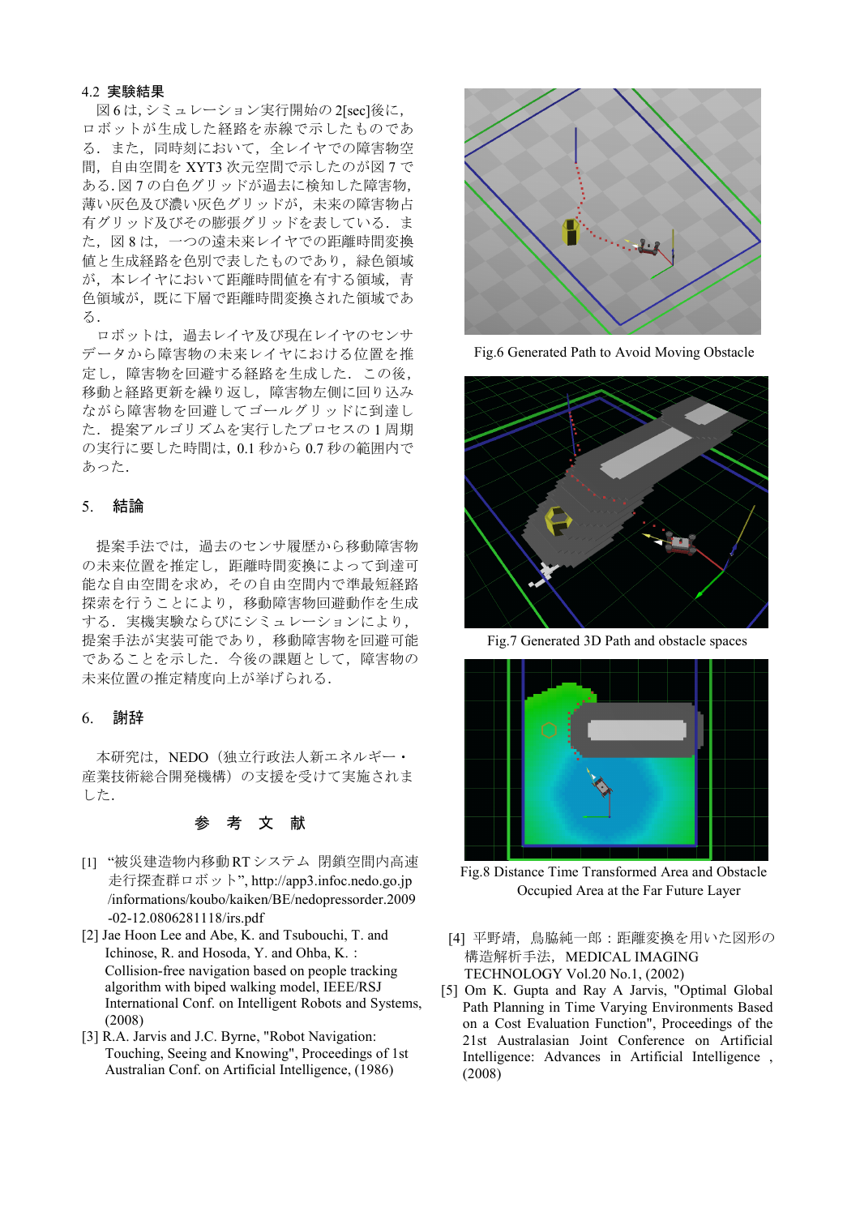### 4.2 実験結果

図 6 は, シミュレーション実行開始の 2[sec]後に, ロボットが生成した経路を赤線で示したものである．また，同時刻において，全レイヤでの障害物空間，自由空間を XYT3 次元空間で示したのが図 7 である. 図 7 の白色グリッドが過去に検知した障害物, 薄い灰色及び濃い灰色グリッドが，未来の障害物占有グリッド及びその膨張グリッドを表している．また，図 8 は，一つの遠未来レイヤでの距離時間変換値と生成経路を色別で表したものであり，緑色領域が，本レイヤにおいて距離時間値を有する領域，青色領域が，既に下層で距離時間変換された領域である．

ロボットは，過去レイヤ及び現在レイヤのセンサデータから障害物の未来レイヤにおける位置を推定し，障害物を回避する経路を生成した．この後，移動と経路更新を繰り返し，障害物左側に回り込みながら障害物を回避してゴールグリッドに到達した．提案アルゴリズムを実行したプロセスの 1 周期の実行に要した時間は，0.1 秒から 0.7 秒の範囲内であった．

Fig.6 Generated Path to Avoid Moving Obstacle

Fig.7 Generated 3D Path and obstacle spaces

Fig.8 Distance Time Transformed Area and Obstacle Occupied Area at the Far Future Layer

## 5. 結論

提案手法では，過去のセンサ履歴から移動障害物の未来位置を推定し，距離時間変換によって到達可能な自由空間を求め，その自由空間内で準最短経路探索を行うことにより，移動障害物回避動作を生成する．実機実験ならびにシミュレーションにより，提案手法が実装可能であり，移動障害物を回避可能であることを示した．今後の課題として，障害物の未来位置の推定精度向上が挙げられる．

## 6. 謝辞

本研究は，NEDO（独立行政法人新エネルギー・産業技術総合開発機構）の支援を受けて実施されました．

## 参 考 文 献

[1] “被災建造物内移動 RT システム 閉鎖空間内高速走行探査群ロボット”, http://app3.infoc.nedo.go.jp/informations/koubo/kaiken/BE/nedopressorder.2009-02-12.0806281118/irs.pdf

[2] Jae Hoon Lee and Abe, K. and Tsubouchi, T. and Ichinose, R. and Hosoda, Y. and Ohba, K. : Collision-free navigation based on people tracking algorithm with biped walking model, IEEE/RSJ International Conf. on Intelligent Robots and Systems, (2008)

[3] R.A. Jarvis and J.C. Byrne, "Robot Navigation: Touching, Seeing and Knowing", Proceedings of 1st Australian Conf. on Artificial Intelligence, (1986)

[4] 平野靖，鳥脇純一郎：距離変換を用いた図形の構造解析手法，MEDICAL IMAGING TECHNOLOGY Vol.20 No.1, (2002)

[5] Om K. Gupta and Ray A Jarvis, "Optimal Global Path Planning in Time Varying Environments Based on a Cost Evaluation Function", Proceedings of the 21st Australasian Joint Conference on Artificial Intelligence: Advances in Artificial Intelligence , (2008)